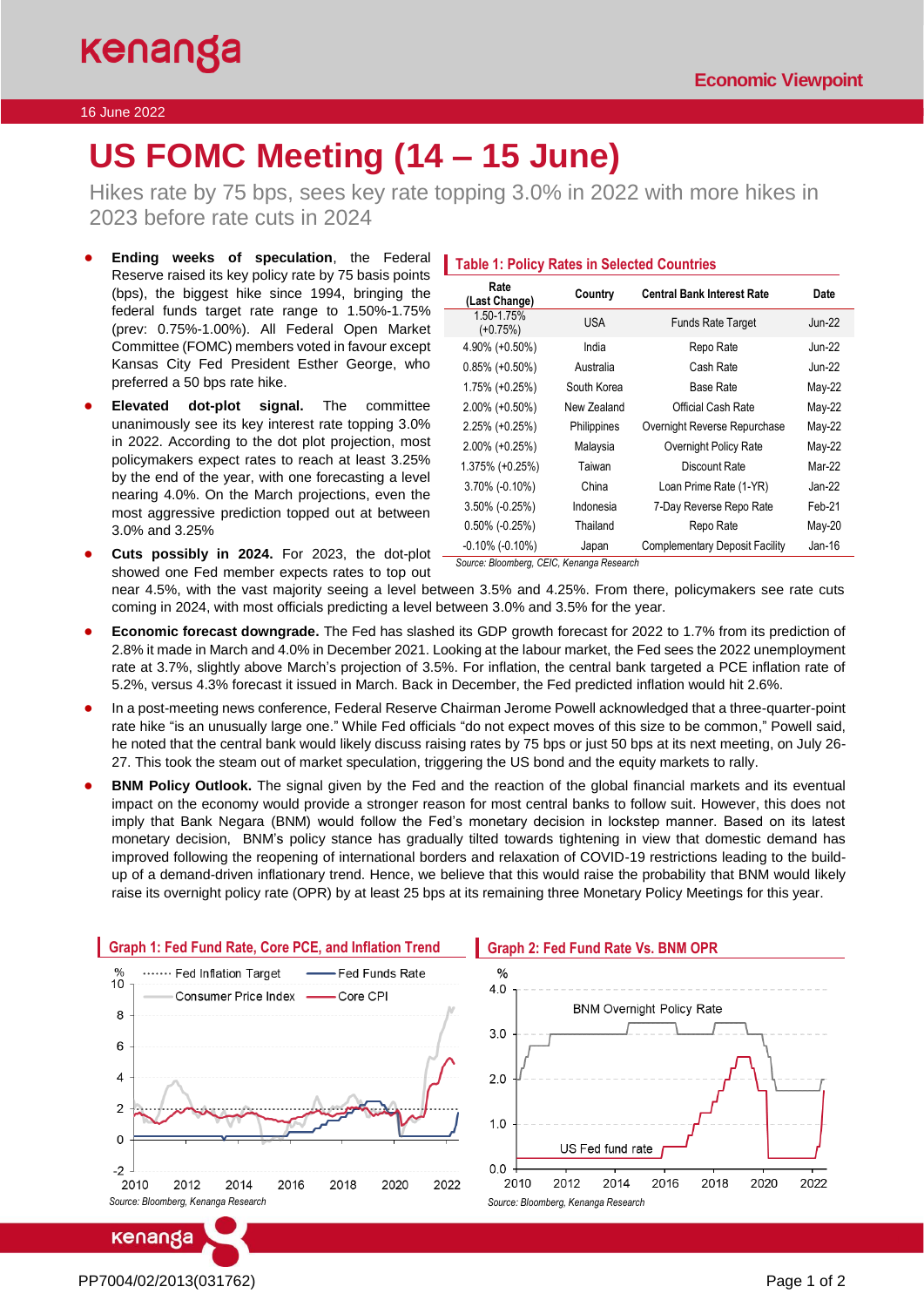kenanga

Economic Viewpoint

16 June 2022

# US FOMC Meeting (14 – 15 June)

Hikes rate by 75 bps, sees key rate topping 3.0% in 2022 with more hikes in 2023 before rate cuts in 2024

- **Ending weeks of speculation**, the Federal Reserve raised its key policy rate by 75 basis points (bps), the biggest hike since 1994, bringing the federal funds target rate range to 1.50%-1.75% (prev: 0.75%-1.00%). All Federal Open Market Committee (FOMC) members voted in favour except Kansas City Fed President Esther George, who preferred a 50 bps rate hike.
- **Elevated dot-plot signal.** The committee unanimously see its key interest rate topping 3.0% in 2022. According to the dot plot projection, most policymakers expect rates to reach at least 3.25% by the end of the year, with one forecasting a level nearing 4.0%. On the March projections, even the most aggressive prediction topped out at between 3.0% and 3.25%
- **Cuts possibly in 2024.** For 2023, the dot-plot showed one Fed member expects rates to top out near 4.5%, with the vast majority seeing a level between 3.5% and 4.25%. From there, policymakers see rate cuts coming in 2024, with most officials predicting a level between 3.0% and 3.5% for the year.
- **Economic forecast downgrade.** The Fed has slashed its GDP growth forecast for 2022 to 1.7% from its prediction of 2.8% it made in March and 4.0% in December 2021. Looking at the labour market, the Fed sees the 2022 unemployment rate at 3.7%, slightly above March's projection of 3.5%. For inflation, the central bank targeted a PCE inflation rate of 5.2%, versus 4.3% forecast it issued in March. Back in December, the Fed predicted inflation would hit 2.6%.
- In a post-meeting news conference, Federal Reserve Chairman Jerome Powell acknowledged that a three-quarter-point rate hike "is an unusually large one." While Fed officials "do not expect moves of this size to be common," Powell said, he noted that the central bank would likely discuss raising rates by 75 bps or just 50 bps at its next meeting, on July 26-27. This took the steam out of market speculation, triggering the US bond and the equity markets to rally.
- **BNM Policy Outlook.** The signal given by the Fed and the reaction of the global financial markets and its eventual impact on the economy would provide a stronger reason for most central banks to follow suit. However, this does not imply that Bank Negara (BNM) would follow the Fed's monetary decision in lockstep manner. Based on its latest monetary decision, BNM's policy stance has gradually tilted towards tightening in view that domestic demand has improved following the reopening of international borders and relaxation of COVID-19 restrictions leading to the build-up of a demand-driven inflationary trend. Hence, we believe that this would raise the probability that BNM would likely raise its overnight policy rate (OPR) by at least 25 bps at its remaining three Monetary Policy Meetings for this year.

**Table 1: Policy Rates in Selected Countries**

| Rate (Last Change) | Country | Central Bank Interest Rate | Date |
|---|---|---|---|
| 1.50-1.75% (+0.75%) | USA | Funds Rate Target | Jun-22 |
| 4.90% (+0.50%) | India | Repo Rate | Jun-22 |
| 0.85% (+0.50%) | Australia | Cash Rate | Jun-22 |
| 1.75% (+0.25%) | South Korea | Base Rate | May-22 |
| 2.00% (+0.50%) | New Zealand | Official Cash Rate | May-22 |
| 2.25% (+0.25%) | Philippines | Overnight Reverse Repurchase | May-22 |
| 2.00% (+0.25%) | Malaysia | Overnight Policy Rate | May-22 |
| 1.375% (+0.25%) | Taiwan | Discount Rate | Mar-22 |
| 3.70% (-0.10%) | China | Loan Prime Rate (1-YR) | Jan-22 |
| 3.50% (-0.25%) | Indonesia | 7-Day Reverse Repo Rate | Feb-21 |
| 0.50% (-0.25%) | Thailand | Repo Rate | May-20 |
| -0.10% (-0.10%) | Japan | Complementary Deposit Facility | Jan-16 |

*Source: Bloomberg, CEIC, Kenanga Research*

**Graph 1: Fed Fund Rate, Core PCE, and Inflation Trend**

%
Fed Inflation Target
Fed Funds Rate
Consumer Price Index
Core CPI
10
8
6
4
2
0
-2
2010 2012 2014 2016 2018 2020 2022

*Source: Bloomberg, Kenanga Research*

**Graph 2: Fed Fund Rate Vs. BNM OPR**

%
4.0
3.0
2.0
1.0
0.0
BNM Overnight Policy Rate
US Fed fund rate
2010 2012 2014 2016 2018 2020 2022

*Source: Bloomberg, Kenanga Research*

PP7004/02/2013(031762)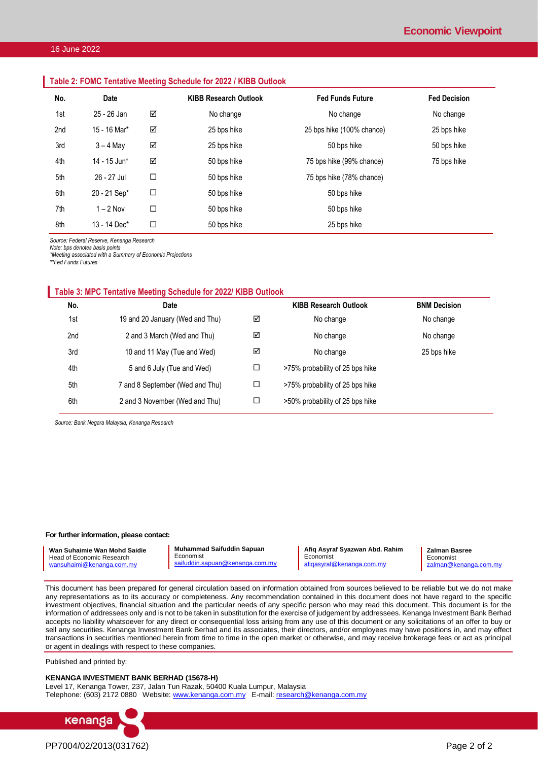### Table 2: FOMC Tentative Meeting Schedule for 2022 / KIBB Outlook

| No. | Date | | KIBB Research Outlook | Fed Funds Future | Fed Decision |
|---|---|---|---|---|---|
| 1st | 25 - 26 Jan | ☑ | No change | No change | No change |
| 2nd | 15 - 16 Mar* | ☑ | 25 bps hike | 25 bps hike (100% chance) | 25 bps hike |
| 3rd | 3 – 4 May | ☑ | 25 bps hike | 50 bps hike | 50 bps hike |
| 4th | 14 - 15 Jun* | ☑ | 50 bps hike | 75 bps hike (99% chance) | 75 bps hike |
| 5th | 26 - 27 Jul | ☐ | 50 bps hike | 75 bps hike (78% chance) | |
| 6th | 20 - 21 Sep* | ☐ | 50 bps hike | 50 bps hike | |
| 7th | 1 – 2 Nov | ☐ | 50 bps hike | 50 bps hike | |
| 8th | 13 - 14 Dec* | ☐ | 50 bps hike | 25 bps hike | |

*Source: Federal Reserve, Kenanga Research*
*Note: bps denotes basis points*
*\*Meeting associated with a Summary of Economic Projections*
*\*\*Fed Funds Futures*

### Table 3: MPC Tentative Meeting Schedule for 2022/ KIBB Outlook

| No. | Date | | KIBB Research Outlook | BNM Decision |
|---|---|---|---|---|
| 1st | 19 and 20 January (Wed and Thu) | ☑ | No change | No change |
| 2nd | 2 and 3 March (Wed and Thu) | ☑ | No change | No change |
| 3rd | 10 and 11 May (Tue and Wed) | ☑ | No change | 25 bps hike |
| 4th | 5 and 6 July (Tue and Wed) | ☐ | >75% probability of 25 bps hike | |
| 5th | 7 and 8 September (Wed and Thu) | ☐ | >75% probability of 25 bps hike | |
| 6th | 2 and 3 November (Wed and Thu) | ☐ | >50% probability of 25 bps hike | |

*Source: Bank Negara Malaysia, Kenanga Research*

**For further information, please contact:**

**Wan Suhaimie Wan Mohd Saidie**
Head of Economic Research
wansuhaimi@kenanga.com.my

**Muhammad Saifuddin Sapuan**
Economist
saifuddin.sapuan@kenanga.com.my

**Afiq Asyraf Syazwan Abd. Rahim**
Economist
afiqasyraf@kenanga.com.my

**Zalman Basree**
Economist
zalman@kenanga.com.my

This document has been prepared for general circulation based on information obtained from sources believed to be reliable but we do not make any representations as to its accuracy or completeness. Any recommendation contained in this document does not have regard to the specific investment objectives, financial situation and the particular needs of any specific person who may read this document. This document is for the information of addressees only and is not to be taken in substitution for the exercise of judgement by addressees. Kenanga Investment Bank Berhad accepts no liability whatsoever for any direct or consequential loss arising from any use of this document or any solicitations of an offer to buy or sell any securities. Kenanga Investment Bank Berhad and its associates, their directors, and/or employees may have positions in, and may effect transactions in securities mentioned herein from time to time in the open market or otherwise, and may receive brokerage fees or act as principal or agent in dealings with respect to these companies.

Published and printed by:

**KENANGA INVESTMENT BANK BERHAD (15678-H)**
Level 17, Kenanga Tower, 237, Jalan Tun Razak, 50400 Kuala Lumpur, Malaysia
Telephone: (603) 2172 0880 Website: www.kenanga.com.my E-mail: research@kenanga.com.my

PP7004/02/2013(031762)